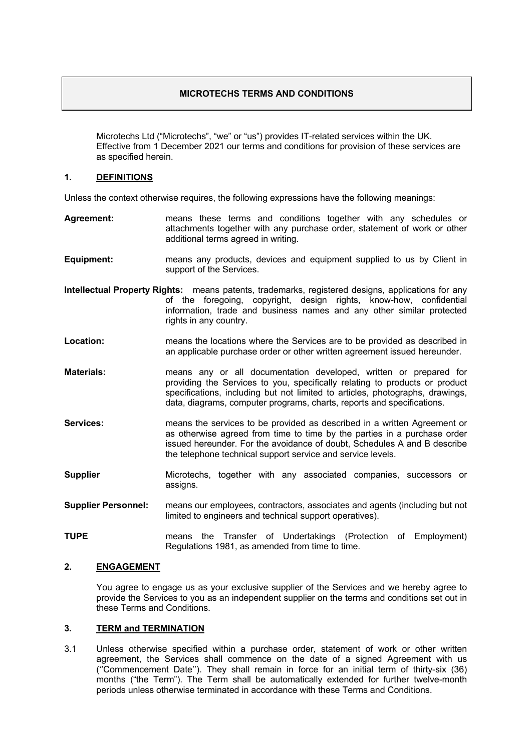# MICROTECHS TERMS AND CONDITIONS

Microtechs Ltd ("Microtechs", "we" or "us") provides IT-related services within the UK. Effective from 1 December 2021 our terms and conditions for provision of these services are as specified herein.

## 1. DEFINITIONS

Unless the context otherwise requires, the following expressions have the following meanings:

**Agreement:** means these terms and conditions together with any schedules or attachments together with any purchase order, statement of work or other additional terms agreed in writing.

**Equipment:** means any products, devices and equipment supplied to us by Client in support of the Services.

**Intellectual Property Rights:** means patents, trademarks, registered designs, applications for any of the foregoing, copyright, design rights, know-how, confidential information, trade and business names and any other similar protected rights in any country.

**Location:** means the locations where the Services are to be provided as described in an applicable purchase order or other written agreement issued hereunder.

**Materials:** means any or all documentation developed, written or prepared for providing the Services to you, specifically relating to products or product specifications, including but not limited to articles, photographs, drawings, data, diagrams, computer programs, charts, reports and specifications.

**Services:** means the services to be provided as described in a written Agreement or as otherwise agreed from time to time by the parties in a purchase order issued hereunder. For the avoidance of doubt, Schedules A and B describe the telephone technical support service and service levels.

**Supplier** Microtechs, together with any associated companies, successors or assigns.

**Supplier Personnel:** means our employees, contractors, associates and agents (including but not limited to engineers and technical support operatives).

**TUPE** means the Transfer of Undertakings (Protection of Employment) Regulations 1981, as amended from time to time.

## 2. ENGAGEMENT

You agree to engage us as your exclusive supplier of the Services and we hereby agree to provide the Services to you as an independent supplier on the terms and conditions set out in these Terms and Conditions.

## 3. TERM and TERMINATION

3.1 Unless otherwise specified within a purchase order, statement of work or other written agreement, the Services shall commence on the date of a signed Agreement with us (''Commencement Date''). They shall remain in force for an initial term of thirty-six (36) months ("the Term"). The Term shall be automatically extended for further twelve-month periods unless otherwise terminated in accordance with these Terms and Conditions.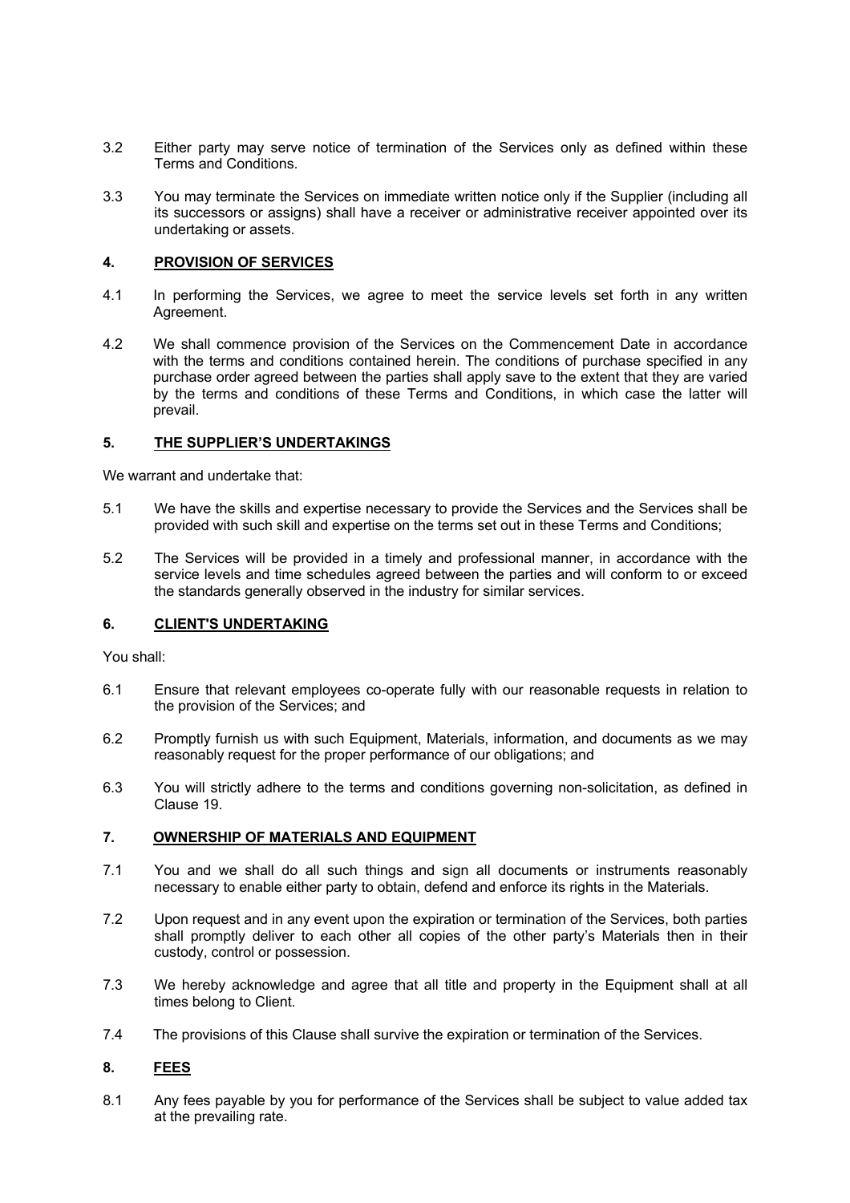3.2 Either party may serve notice of termination of the Services only as defined within these Terms and Conditions.

3.3 You may terminate the Services on immediate written notice only if the Supplier (including all its successors or assigns) shall have a receiver or administrative receiver appointed over its undertaking or assets.

## 4. PROVISION OF SERVICES

4.1 In performing the Services, we agree to meet the service levels set forth in any written Agreement.

4.2 We shall commence provision of the Services on the Commencement Date in accordance with the terms and conditions contained herein. The conditions of purchase specified in any purchase order agreed between the parties shall apply save to the extent that they are varied by the terms and conditions of these Terms and Conditions, in which case the latter will prevail.

## 5. THE SUPPLIER'S UNDERTAKINGS

We warrant and undertake that:

5.1 We have the skills and expertise necessary to provide the Services and the Services shall be provided with such skill and expertise on the terms set out in these Terms and Conditions;

5.2 The Services will be provided in a timely and professional manner, in accordance with the service levels and time schedules agreed between the parties and will conform to or exceed the standards generally observed in the industry for similar services.

## 6. CLIENT'S UNDERTAKING

You shall:

6.1 Ensure that relevant employees co-operate fully with our reasonable requests in relation to the provision of the Services; and

6.2 Promptly furnish us with such Equipment, Materials, information, and documents as we may reasonably request for the proper performance of our obligations; and

6.3 You will strictly adhere to the terms and conditions governing non-solicitation, as defined in Clause 19.

## 7. OWNERSHIP OF MATERIALS AND EQUIPMENT

7.1 You and we shall do all such things and sign all documents or instruments reasonably necessary to enable either party to obtain, defend and enforce its rights in the Materials.

7.2 Upon request and in any event upon the expiration or termination of the Services, both parties shall promptly deliver to each other all copies of the other party's Materials then in their custody, control or possession.

7.3 We hereby acknowledge and agree that all title and property in the Equipment shall at all times belong to Client.

7.4 The provisions of this Clause shall survive the expiration or termination of the Services.

## 8. FEES

8.1 Any fees payable by you for performance of the Services shall be subject to value added tax at the prevailing rate.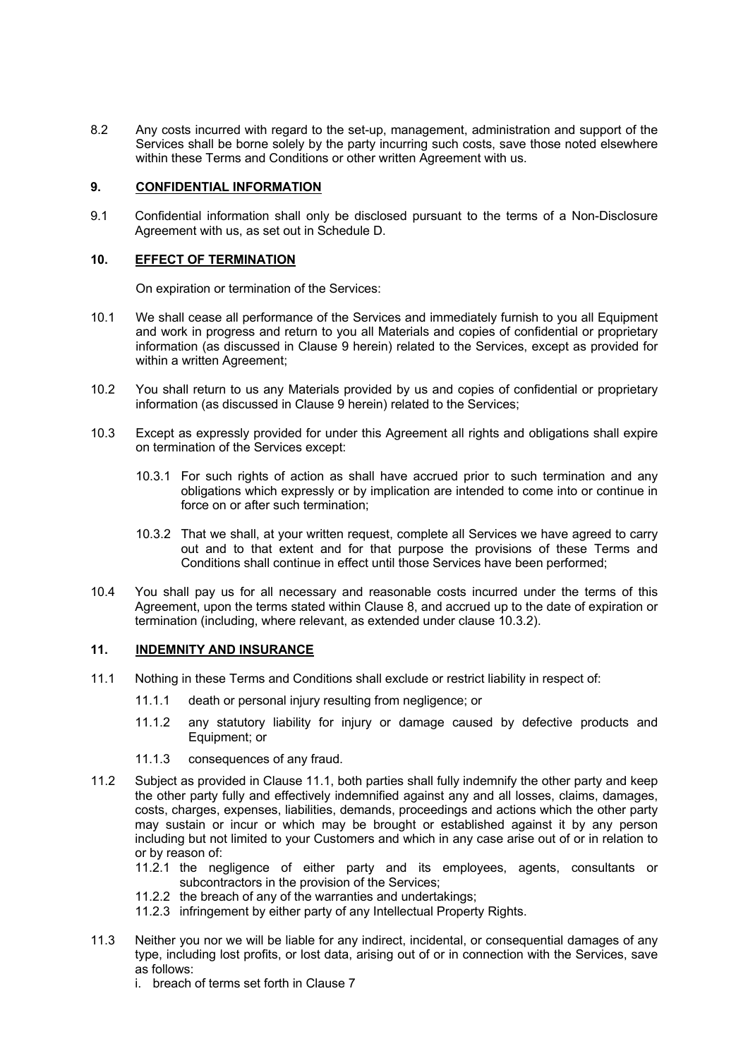8.2 Any costs incurred with regard to the set-up, management, administration and support of the Services shall be borne solely by the party incurring such costs, save those noted elsewhere within these Terms and Conditions or other written Agreement with us.

## 9. CONFIDENTIAL INFORMATION

9.1 Confidential information shall only be disclosed pursuant to the terms of a Non-Disclosure Agreement with us, as set out in Schedule D.

## 10. EFFECT OF TERMINATION

On expiration or termination of the Services:

10.1 We shall cease all performance of the Services and immediately furnish to you all Equipment and work in progress and return to you all Materials and copies of confidential or proprietary information (as discussed in Clause 9 herein) related to the Services, except as provided for within a written Agreement;

10.2 You shall return to us any Materials provided by us and copies of confidential or proprietary information (as discussed in Clause 9 herein) related to the Services;

10.3 Except as expressly provided for under this Agreement all rights and obligations shall expire on termination of the Services except:

10.3.1 For such rights of action as shall have accrued prior to such termination and any obligations which expressly or by implication are intended to come into or continue in force on or after such termination;

10.3.2 That we shall, at your written request, complete all Services we have agreed to carry out and to that extent and for that purpose the provisions of these Terms and Conditions shall continue in effect until those Services have been performed;

10.4 You shall pay us for all necessary and reasonable costs incurred under the terms of this Agreement, upon the terms stated within Clause 8, and accrued up to the date of expiration or termination (including, where relevant, as extended under clause 10.3.2).

## 11. INDEMNITY AND INSURANCE

11.1 Nothing in these Terms and Conditions shall exclude or restrict liability in respect of:

11.1.1 death or personal injury resulting from negligence; or

11.1.2 any statutory liability for injury or damage caused by defective products and Equipment; or

11.1.3 consequences of any fraud.

11.2 Subject as provided in Clause 11.1, both parties shall fully indemnify the other party and keep the other party fully and effectively indemnified against any and all losses, claims, damages, costs, charges, expenses, liabilities, demands, proceedings and actions which the other party may sustain or incur or which may be brought or established against it by any person including but not limited to your Customers and which in any case arise out of or in relation to or by reason of:

11.2.1 the negligence of either party and its employees, agents, consultants or subcontractors in the provision of the Services;

11.2.2 the breach of any of the warranties and undertakings;

11.2.3 infringement by either party of any Intellectual Property Rights.

11.3 Neither you nor we will be liable for any indirect, incidental, or consequential damages of any type, including lost profits, or lost data, arising out of or in connection with the Services, save as follows:

i. breach of terms set forth in Clause 7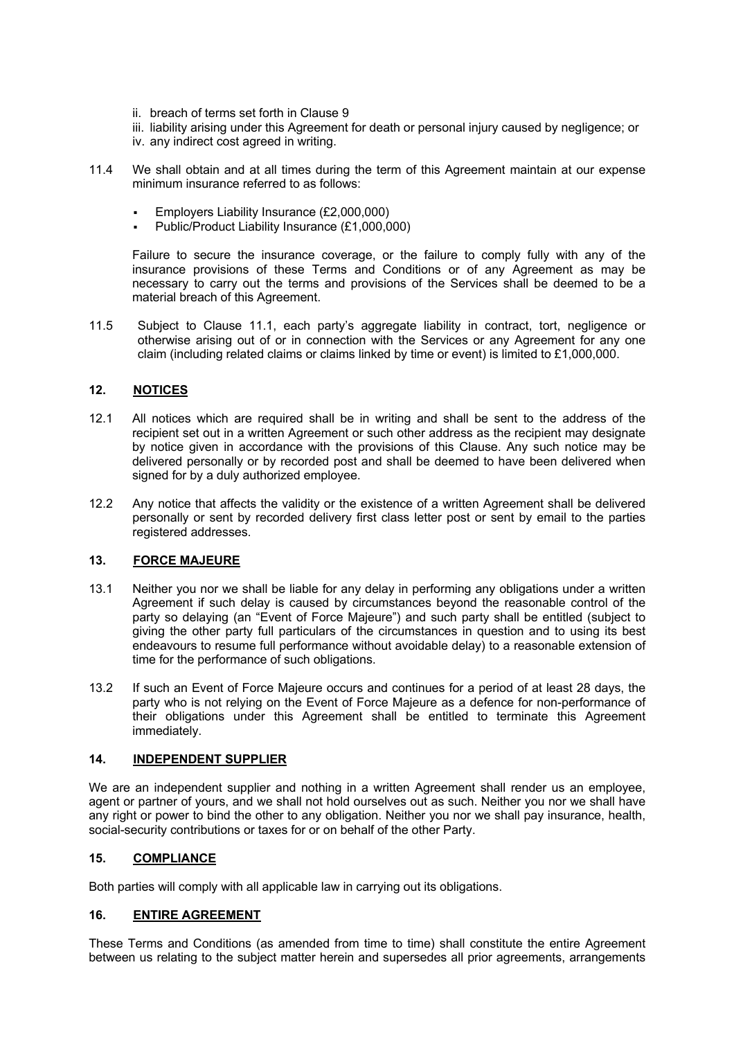ii. breach of terms set forth in Clause 9
iii. liability arising under this Agreement for death or personal injury caused by negligence; or
iv. any indirect cost agreed in writing.

11.4 We shall obtain and at all times during the term of this Agreement maintain at our expense minimum insurance referred to as follows:

- Employers Liability Insurance (£2,000,000)
- Public/Product Liability Insurance (£1,000,000)

Failure to secure the insurance coverage, or the failure to comply fully with any of the insurance provisions of these Terms and Conditions or of any Agreement as may be necessary to carry out the terms and provisions of the Services shall be deemed to be a material breach of this Agreement.

11.5 Subject to Clause 11.1, each party's aggregate liability in contract, tort, negligence or otherwise arising out of or in connection with the Services or any Agreement for any one claim (including related claims or claims linked by time or event) is limited to £1,000,000.

## 12. NOTICES

12.1 All notices which are required shall be in writing and shall be sent to the address of the recipient set out in a written Agreement or such other address as the recipient may designate by notice given in accordance with the provisions of this Clause. Any such notice may be delivered personally or by recorded post and shall be deemed to have been delivered when signed for by a duly authorized employee.

12.2 Any notice that affects the validity or the existence of a written Agreement shall be delivered personally or sent by recorded delivery first class letter post or sent by email to the parties registered addresses.

## 13. FORCE MAJEURE

13.1 Neither you nor we shall be liable for any delay in performing any obligations under a written Agreement if such delay is caused by circumstances beyond the reasonable control of the party so delaying (an "Event of Force Majeure") and such party shall be entitled (subject to giving the other party full particulars of the circumstances in question and to using its best endeavours to resume full performance without avoidable delay) to a reasonable extension of time for the performance of such obligations.

13.2 If such an Event of Force Majeure occurs and continues for a period of at least 28 days, the party who is not relying on the Event of Force Majeure as a defence for non-performance of their obligations under this Agreement shall be entitled to terminate this Agreement immediately.

## 14. INDEPENDENT SUPPLIER

We are an independent supplier and nothing in a written Agreement shall render us an employee, agent or partner of yours, and we shall not hold ourselves out as such. Neither you nor we shall have any right or power to bind the other to any obligation. Neither you nor we shall pay insurance, health, social-security contributions or taxes for or on behalf of the other Party.

## 15. COMPLIANCE

Both parties will comply with all applicable law in carrying out its obligations.

## 16. ENTIRE AGREEMENT

These Terms and Conditions (as amended from time to time) shall constitute the entire Agreement between us relating to the subject matter herein and supersedes all prior agreements, arrangements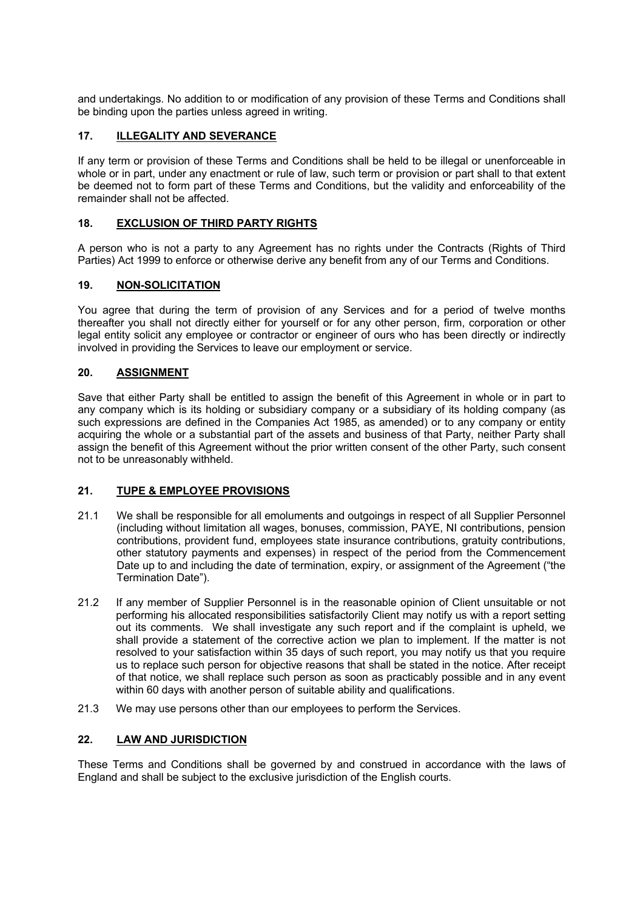and undertakings. No addition to or modification of any provision of these Terms and Conditions shall be binding upon the parties unless agreed in writing.

## 17. ILLEGALITY AND SEVERANCE

If any term or provision of these Terms and Conditions shall be held to be illegal or unenforceable in whole or in part, under any enactment or rule of law, such term or provision or part shall to that extent be deemed not to form part of these Terms and Conditions, but the validity and enforceability of the remainder shall not be affected.

## 18. EXCLUSION OF THIRD PARTY RIGHTS

A person who is not a party to any Agreement has no rights under the Contracts (Rights of Third Parties) Act 1999 to enforce or otherwise derive any benefit from any of our Terms and Conditions.

## 19. NON-SOLICITATION

You agree that during the term of provision of any Services and for a period of twelve months thereafter you shall not directly either for yourself or for any other person, firm, corporation or other legal entity solicit any employee or contractor or engineer of ours who has been directly or indirectly involved in providing the Services to leave our employment or service.

## 20. ASSIGNMENT

Save that either Party shall be entitled to assign the benefit of this Agreement in whole or in part to any company which is its holding or subsidiary company or a subsidiary of its holding company (as such expressions are defined in the Companies Act 1985, as amended) or to any company or entity acquiring the whole or a substantial part of the assets and business of that Party, neither Party shall assign the benefit of this Agreement without the prior written consent of the other Party, such consent not to be unreasonably withheld.

## 21. TUPE & EMPLOYEE PROVISIONS

21.1 We shall be responsible for all emoluments and outgoings in respect of all Supplier Personnel (including without limitation all wages, bonuses, commission, PAYE, NI contributions, pension contributions, provident fund, employees state insurance contributions, gratuity contributions, other statutory payments and expenses) in respect of the period from the Commencement Date up to and including the date of termination, expiry, or assignment of the Agreement ("the Termination Date").

21.2 If any member of Supplier Personnel is in the reasonable opinion of Client unsuitable or not performing his allocated responsibilities satisfactorily Client may notify us with a report setting out its comments. We shall investigate any such report and if the complaint is upheld, we shall provide a statement of the corrective action we plan to implement. If the matter is not resolved to your satisfaction within 35 days of such report, you may notify us that you require us to replace such person for objective reasons that shall be stated in the notice. After receipt of that notice, we shall replace such person as soon as practicably possible and in any event within 60 days with another person of suitable ability and qualifications.

21.3 We may use persons other than our employees to perform the Services.

## 22. LAW AND JURISDICTION

These Terms and Conditions shall be governed by and construed in accordance with the laws of England and shall be subject to the exclusive jurisdiction of the English courts.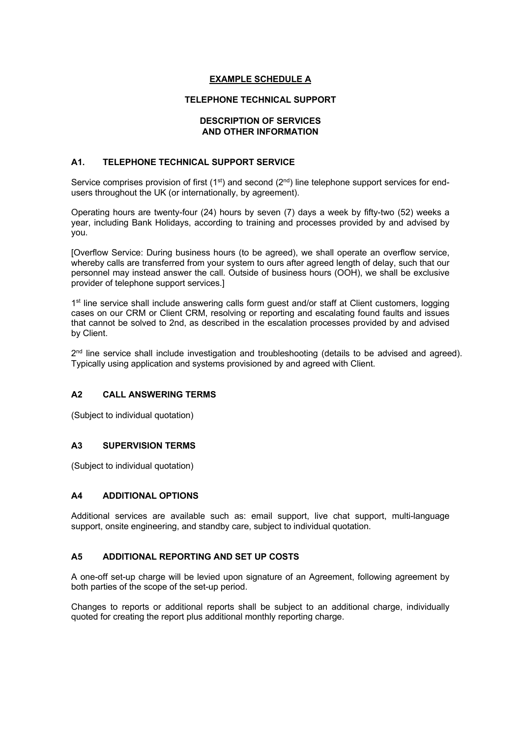## EXAMPLE SCHEDULE A

### TELEPHONE TECHNICAL SUPPORT

### DESCRIPTION OF SERVICES AND OTHER INFORMATION

### A1. TELEPHONE TECHNICAL SUPPORT SERVICE

Service comprises provision of first (1st) and second (2nd) line telephone support services for end-users throughout the UK (or internationally, by agreement).

Operating hours are twenty-four (24) hours by seven (7) days a week by fifty-two (52) weeks a year, including Bank Holidays, according to training and processes provided by and advised by you.

[Overflow Service: During business hours (to be agreed), we shall operate an overflow service, whereby calls are transferred from your system to ours after agreed length of delay, such that our personnel may instead answer the call. Outside of business hours (OOH), we shall be exclusive provider of telephone support services.]

1st line service shall include answering calls form guest and/or staff at Client customers, logging cases on our CRM or Client CRM, resolving or reporting and escalating found faults and issues that cannot be solved to 2nd, as described in the escalation processes provided by and advised by Client.

2nd line service shall include investigation and troubleshooting (details to be advised and agreed). Typically using application and systems provisioned by and agreed with Client.

### A2 CALL ANSWERING TERMS

(Subject to individual quotation)

### A3 SUPERVISION TERMS

(Subject to individual quotation)

### A4 ADDITIONAL OPTIONS

Additional services are available such as: email support, live chat support, multi-language support, onsite engineering, and standby care, subject to individual quotation.

### A5 ADDITIONAL REPORTING AND SET UP COSTS

A one-off set-up charge will be levied upon signature of an Agreement, following agreement by both parties of the scope of the set-up period.

Changes to reports or additional reports shall be subject to an additional charge, individually quoted for creating the report plus additional monthly reporting charge.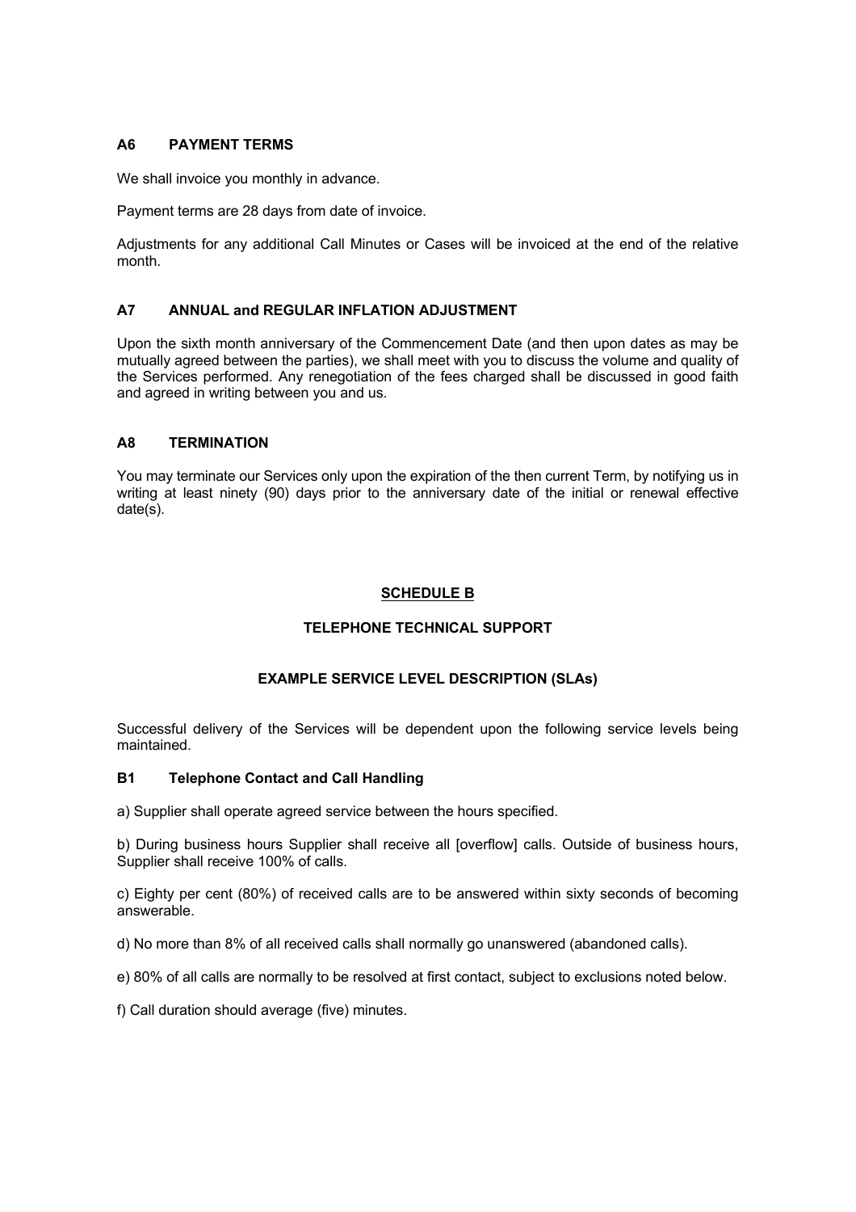### A6 PAYMENT TERMS

We shall invoice you monthly in advance.

Payment terms are 28 days from date of invoice.

Adjustments for any additional Call Minutes or Cases will be invoiced at the end of the relative month.

### A7 ANNUAL and REGULAR INFLATION ADJUSTMENT

Upon the sixth month anniversary of the Commencement Date (and then upon dates as may be mutually agreed between the parties), we shall meet with you to discuss the volume and quality of the Services performed. Any renegotiation of the fees charged shall be discussed in good faith and agreed in writing between you and us.

### A8 TERMINATION

You may terminate our Services only upon the expiration of the then current Term, by notifying us in writing at least ninety (90) days prior to the anniversary date of the initial or renewal effective date(s).

## SCHEDULE B

## TELEPHONE TECHNICAL SUPPORT

## EXAMPLE SERVICE LEVEL DESCRIPTION (SLAs)

Successful delivery of the Services will be dependent upon the following service levels being maintained.

### B1 Telephone Contact and Call Handling

a) Supplier shall operate agreed service between the hours specified.

b) During business hours Supplier shall receive all [overflow] calls. Outside of business hours, Supplier shall receive 100% of calls.

c) Eighty per cent (80%) of received calls are to be answered within sixty seconds of becoming answerable.

d) No more than 8% of all received calls shall normally go unanswered (abandoned calls).

e) 80% of all calls are normally to be resolved at first contact, subject to exclusions noted below.

f) Call duration should average (five) minutes.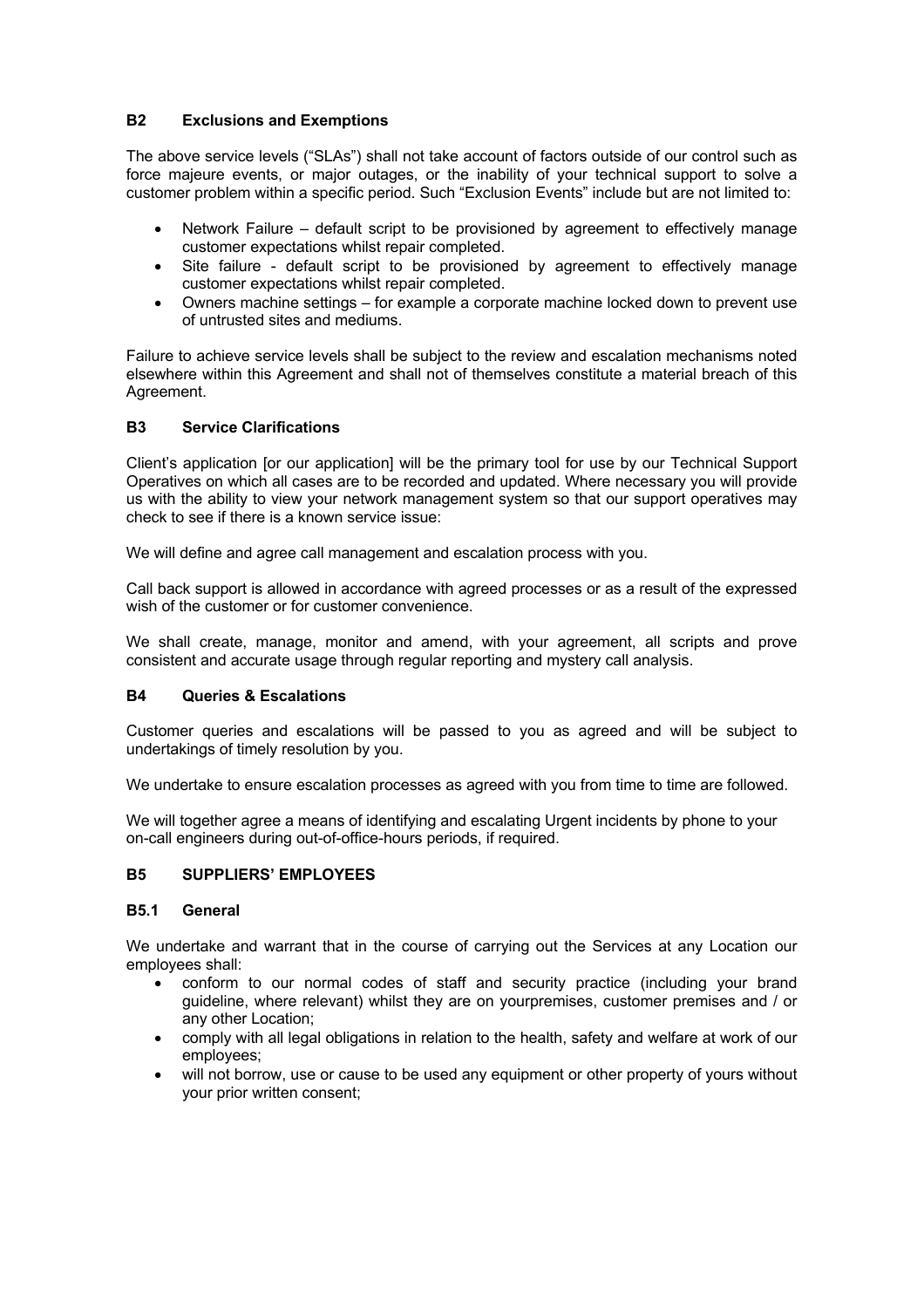### B2 Exclusions and Exemptions

The above service levels ("SLAs") shall not take account of factors outside of our control such as force majeure events, or major outages, or the inability of your technical support to solve a customer problem within a specific period. Such "Exclusion Events" include but are not limited to:

- Network Failure – default script to be provisioned by agreement to effectively manage customer expectations whilst repair completed.
- Site failure - default script to be provisioned by agreement to effectively manage customer expectations whilst repair completed.
- Owners machine settings – for example a corporate machine locked down to prevent use of untrusted sites and mediums.

Failure to achieve service levels shall be subject to the review and escalation mechanisms noted elsewhere within this Agreement and shall not of themselves constitute a material breach of this Agreement.

### B3 Service Clarifications

Client's application [or our application] will be the primary tool for use by our Technical Support Operatives on which all cases are to be recorded and updated. Where necessary you will provide us with the ability to view your network management system so that our support operatives may check to see if there is a known service issue:

We will define and agree call management and escalation process with you.

Call back support is allowed in accordance with agreed processes or as a result of the expressed wish of the customer or for customer convenience.

We shall create, manage, monitor and amend, with your agreement, all scripts and prove consistent and accurate usage through regular reporting and mystery call analysis.

### B4 Queries & Escalations

Customer queries and escalations will be passed to you as agreed and will be subject to undertakings of timely resolution by you.

We undertake to ensure escalation processes as agreed with you from time to time are followed.

We will together agree a means of identifying and escalating Urgent incidents by phone to your on-call engineers during out-of-office-hours periods, if required.

### B5 SUPPLIERS' EMPLOYEES

#### B5.1 General

We undertake and warrant that in the course of carrying out the Services at any Location our employees shall:

- conform to our normal codes of staff and security practice (including your brand guideline, where relevant) whilst they are on yourpremises, customer premises and / or any other Location;
- comply with all legal obligations in relation to the health, safety and welfare at work of our employees;
- will not borrow, use or cause to be used any equipment or other property of yours without your prior written consent;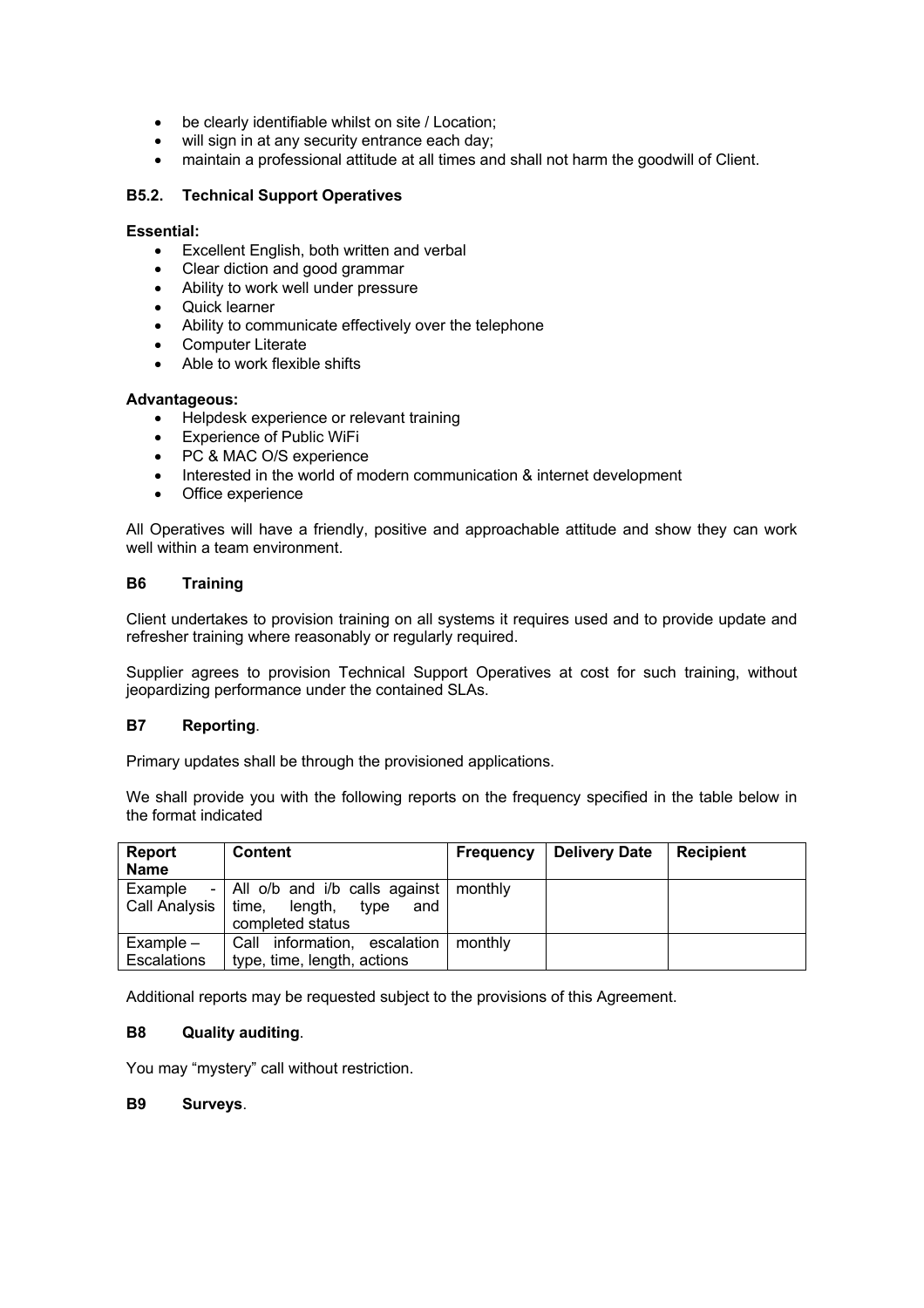- be clearly identifiable whilst on site / Location;
- will sign in at any security entrance each day;
- maintain a professional attitude at all times and shall not harm the goodwill of Client.

### B5.2. Technical Support Operatives

**Essential:**

- Excellent English, both written and verbal
- Clear diction and good grammar
- Ability to work well under pressure
- Quick learner
- Ability to communicate effectively over the telephone
- Computer Literate
- Able to work flexible shifts

**Advantageous:**

- Helpdesk experience or relevant training
- Experience of Public WiFi
- PC & MAC O/S experience
- Interested in the world of modern communication & internet development
- Office experience

All Operatives will have a friendly, positive and approachable attitude and show they can work well within a team environment.

### B6 Training

Client undertakes to provision training on all systems it requires used and to provide update and refresher training where reasonably or regularly required.

Supplier agrees to provision Technical Support Operatives at cost for such training, without jeopardizing performance under the contained SLAs.

### B7 Reporting.

Primary updates shall be through the provisioned applications.

We shall provide you with the following reports on the frequency specified in the table below in the format indicated

| Report Name | Content | Frequency | Delivery Date | Recipient |
|---|---|---|---|---|
| Example - Call Analysis | All o/b and i/b calls against time, length, type and completed status | monthly | | |
| Example – Escalations | Call information, escalation type, time, length, actions | monthly | | |

Additional reports may be requested subject to the provisions of this Agreement.

### B8 Quality auditing.

You may "mystery" call without restriction.

### B9 Surveys.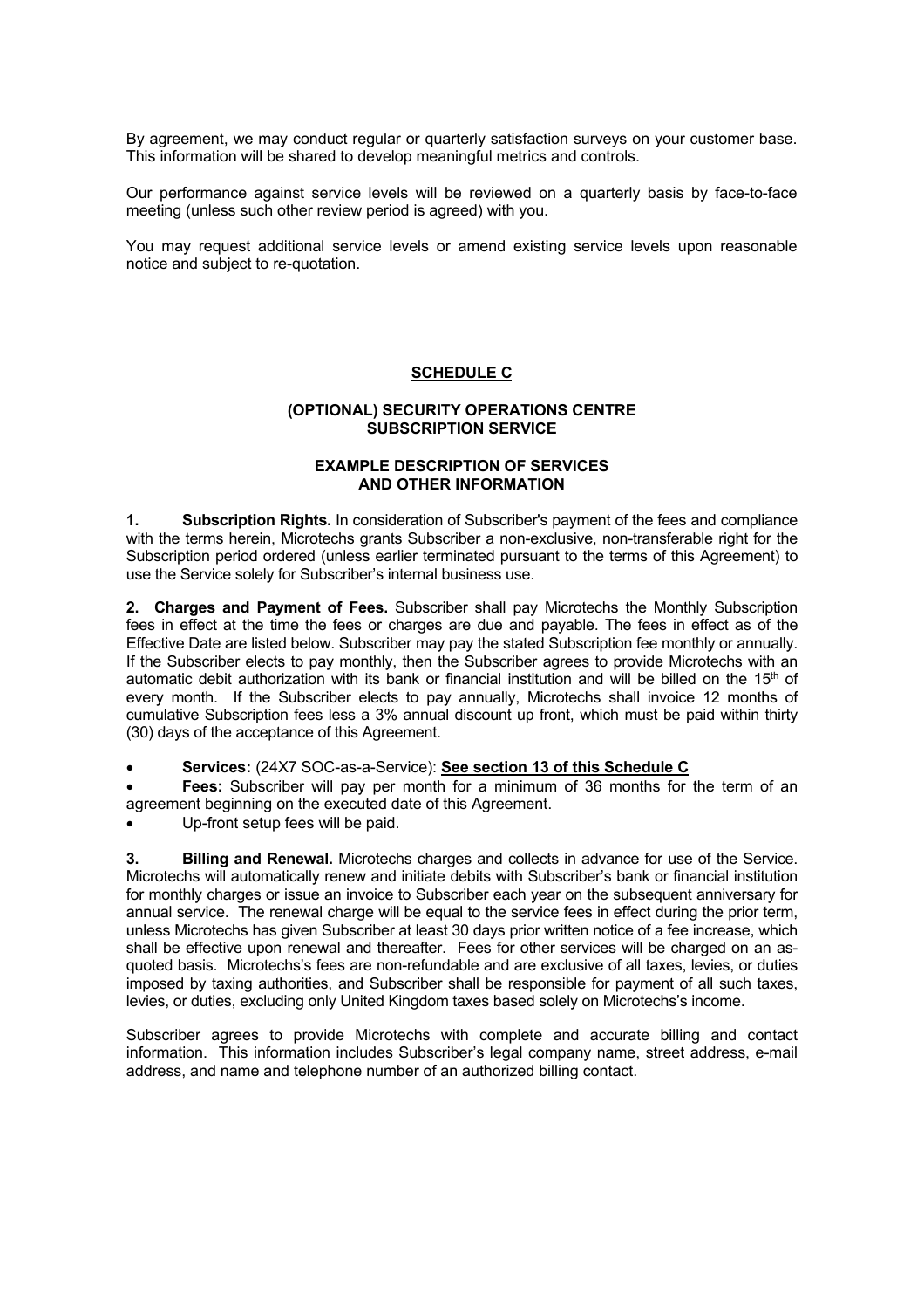By agreement, we may conduct regular or quarterly satisfaction surveys on your customer base. This information will be shared to develop meaningful metrics and controls.

Our performance against service levels will be reviewed on a quarterly basis by face-to-face meeting (unless such other review period is agreed) with you.

You may request additional service levels or amend existing service levels upon reasonable notice and subject to re-quotation.

## SCHEDULE C

### (OPTIONAL) SECURITY OPERATIONS CENTRE SUBSCRIPTION SERVICE

### EXAMPLE DESCRIPTION OF SERVICES AND OTHER INFORMATION

**1. Subscription Rights.** In consideration of Subscriber's payment of the fees and compliance with the terms herein, Microtechs grants Subscriber a non-exclusive, non-transferable right for the Subscription period ordered (unless earlier terminated pursuant to the terms of this Agreement) to use the Service solely for Subscriber's internal business use.

**2. Charges and Payment of Fees.** Subscriber shall pay Microtechs the Monthly Subscription fees in effect at the time the fees or charges are due and payable. The fees in effect as of the Effective Date are listed below. Subscriber may pay the stated Subscription fee monthly or annually. If the Subscriber elects to pay monthly, then the Subscriber agrees to provide Microtechs with an automatic debit authorization with its bank or financial institution and will be billed on the 15th of every month. If the Subscriber elects to pay annually, Microtechs shall invoice 12 months of cumulative Subscription fees less a 3% annual discount up front, which must be paid within thirty (30) days of the acceptance of this Agreement.

- **Services:** (24X7 SOC-as-a-Service): **See section 13 of this Schedule C**
- **Fees:** Subscriber will pay per month for a minimum of 36 months for the term of an agreement beginning on the executed date of this Agreement.
- Up-front setup fees will be paid.

**3. Billing and Renewal.** Microtechs charges and collects in advance for use of the Service. Microtechs will automatically renew and initiate debits with Subscriber's bank or financial institution for monthly charges or issue an invoice to Subscriber each year on the subsequent anniversary for annual service. The renewal charge will be equal to the service fees in effect during the prior term, unless Microtechs has given Subscriber at least 30 days prior written notice of a fee increase, which shall be effective upon renewal and thereafter. Fees for other services will be charged on an as-quoted basis. Microtechs's fees are non-refundable and are exclusive of all taxes, levies, or duties imposed by taxing authorities, and Subscriber shall be responsible for payment of all such taxes, levies, or duties, excluding only United Kingdom taxes based solely on Microtechs's income.

Subscriber agrees to provide Microtechs with complete and accurate billing and contact information. This information includes Subscriber's legal company name, street address, e-mail address, and name and telephone number of an authorized billing contact.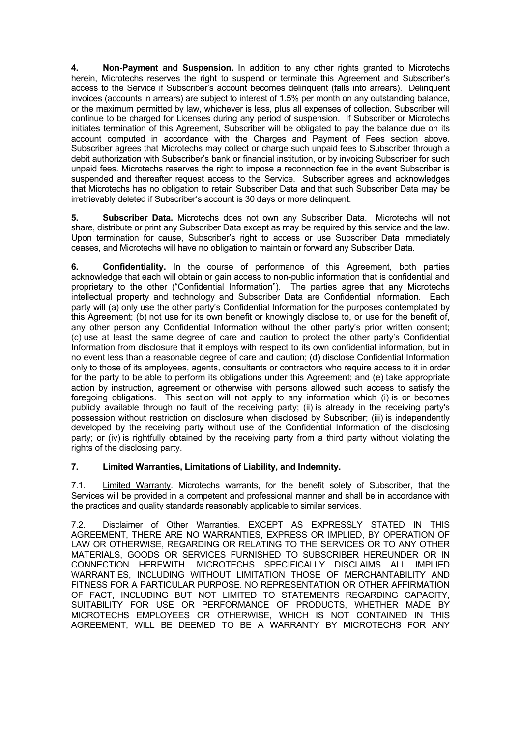**4. Non-Payment and Suspension.** In addition to any other rights granted to Microtechs herein, Microtechs reserves the right to suspend or terminate this Agreement and Subscriber's access to the Service if Subscriber's account becomes delinquent (falls into arrears). Delinquent invoices (accounts in arrears) are subject to interest of 1.5% per month on any outstanding balance, or the maximum permitted by law, whichever is less, plus all expenses of collection. Subscriber will continue to be charged for Licenses during any period of suspension. If Subscriber or Microtechs initiates termination of this Agreement, Subscriber will be obligated to pay the balance due on its account computed in accordance with the Charges and Payment of Fees section above. Subscriber agrees that Microtechs may collect or charge such unpaid fees to Subscriber through a debit authorization with Subscriber's bank or financial institution, or by invoicing Subscriber for such unpaid fees. Microtechs reserves the right to impose a reconnection fee in the event Subscriber is suspended and thereafter request access to the Service. Subscriber agrees and acknowledges that Microtechs has no obligation to retain Subscriber Data and that such Subscriber Data may be irretrievably deleted if Subscriber's account is 30 days or more delinquent.

**5. Subscriber Data.** Microtechs does not own any Subscriber Data. Microtechs will not share, distribute or print any Subscriber Data except as may be required by this service and the law. Upon termination for cause, Subscriber's right to access or use Subscriber Data immediately ceases, and Microtechs will have no obligation to maintain or forward any Subscriber Data.

**6. Confidentiality.** In the course of performance of this Agreement, both parties acknowledge that each will obtain or gain access to non-public information that is confidential and proprietary to the other ("Confidential Information"). The parties agree that any Microtechs intellectual property and technology and Subscriber Data are Confidential Information. Each party will (a) only use the other party's Confidential Information for the purposes contemplated by this Agreement; (b) not use for its own benefit or knowingly disclose to, or use for the benefit of, any other person any Confidential Information without the other party's prior written consent; (c) use at least the same degree of care and caution to protect the other party's Confidential Information from disclosure that it employs with respect to its own confidential information, but in no event less than a reasonable degree of care and caution; (d) disclose Confidential Information only to those of its employees, agents, consultants or contractors who require access to it in order for the party to be able to perform its obligations under this Agreement; and (e) take appropriate action by instruction, agreement or otherwise with persons allowed such access to satisfy the foregoing obligations. This section will not apply to any information which (i) is or becomes publicly available through no fault of the receiving party; (ii) is already in the receiving party's possession without restriction on disclosure when disclosed by Subscriber; (iii) is independently developed by the receiving party without use of the Confidential Information of the disclosing party; or (iv) is rightfully obtained by the receiving party from a third party without violating the rights of the disclosing party.

**7. Limited Warranties, Limitations of Liability, and Indemnity.**

7.1. Limited Warranty. Microtechs warrants, for the benefit solely of Subscriber, that the Services will be provided in a competent and professional manner and shall be in accordance with the practices and quality standards reasonably applicable to similar services.

7.2. Disclaimer of Other Warranties. EXCEPT AS EXPRESSLY STATED IN THIS AGREEMENT, THERE ARE NO WARRANTIES, EXPRESS OR IMPLIED, BY OPERATION OF LAW OR OTHERWISE, REGARDING OR RELATING TO THE SERVICES OR TO ANY OTHER MATERIALS, GOODS OR SERVICES FURNISHED TO SUBSCRIBER HEREUNDER OR IN CONNECTION HEREWITH. MICROTECHS SPECIFICALLY DISCLAIMS ALL IMPLIED WARRANTIES, INCLUDING WITHOUT LIMITATION THOSE OF MERCHANTABILITY AND FITNESS FOR A PARTICULAR PURPOSE. NO REPRESENTATION OR OTHER AFFIRMATION OF FACT, INCLUDING BUT NOT LIMITED TO STATEMENTS REGARDING CAPACITY, SUITABILITY FOR USE OR PERFORMANCE OF PRODUCTS, WHETHER MADE BY MICROTECHS EMPLOYEES OR OTHERWISE, WHICH IS NOT CONTAINED IN THIS AGREEMENT, WILL BE DEEMED TO BE A WARRANTY BY MICROTECHS FOR ANY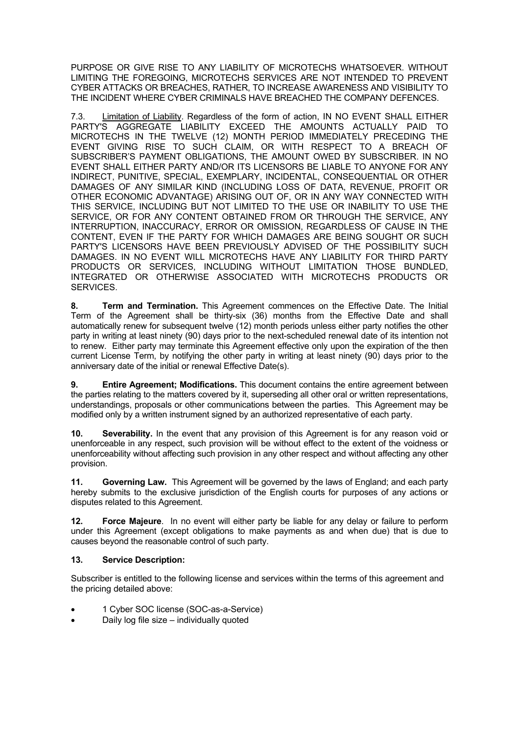PURPOSE OR GIVE RISE TO ANY LIABILITY OF MICROTECHS WHATSOEVER. WITHOUT LIMITING THE FOREGOING, MICROTECHS SERVICES ARE NOT INTENDED TO PREVENT CYBER ATTACKS OR BREACHES, RATHER, TO INCREASE AWARENESS AND VISIBILITY TO THE INCIDENT WHERE CYBER CRIMINALS HAVE BREACHED THE COMPANY DEFENCES.

7.3. Limitation of Liability. Regardless of the form of action, IN NO EVENT SHALL EITHER PARTY'S AGGREGATE LIABILITY EXCEED THE AMOUNTS ACTUALLY PAID TO MICROTECHS IN THE TWELVE (12) MONTH PERIOD IMMEDIATELY PRECEDING THE EVENT GIVING RISE TO SUCH CLAIM, OR WITH RESPECT TO A BREACH OF SUBSCRIBER'S PAYMENT OBLIGATIONS, THE AMOUNT OWED BY SUBSCRIBER. IN NO EVENT SHALL EITHER PARTY AND/OR ITS LICENSORS BE LIABLE TO ANYONE FOR ANY INDIRECT, PUNITIVE, SPECIAL, EXEMPLARY, INCIDENTAL, CONSEQUENTIAL OR OTHER DAMAGES OF ANY SIMILAR KIND (INCLUDING LOSS OF DATA, REVENUE, PROFIT OR OTHER ECONOMIC ADVANTAGE) ARISING OUT OF, OR IN ANY WAY CONNECTED WITH THIS SERVICE, INCLUDING BUT NOT LIMITED TO THE USE OR INABILITY TO USE THE SERVICE, OR FOR ANY CONTENT OBTAINED FROM OR THROUGH THE SERVICE, ANY INTERRUPTION, INACCURACY, ERROR OR OMISSION, REGARDLESS OF CAUSE IN THE CONTENT, EVEN IF THE PARTY FOR WHICH DAMAGES ARE BEING SOUGHT OR SUCH PARTY'S LICENSORS HAVE BEEN PREVIOUSLY ADVISED OF THE POSSIBILITY SUCH DAMAGES. IN NO EVENT WILL MICROTECHS HAVE ANY LIABILITY FOR THIRD PARTY PRODUCTS OR SERVICES, INCLUDING WITHOUT LIMITATION THOSE BUNDLED, INTEGRATED OR OTHERWISE ASSOCIATED WITH MICROTECHS PRODUCTS OR SERVICES.

**8. Term and Termination.** This Agreement commences on the Effective Date. The Initial Term of the Agreement shall be thirty-six (36) months from the Effective Date and shall automatically renew for subsequent twelve (12) month periods unless either party notifies the other party in writing at least ninety (90) days prior to the next-scheduled renewal date of its intention not to renew. Either party may terminate this Agreement effective only upon the expiration of the then current License Term, by notifying the other party in writing at least ninety (90) days prior to the anniversary date of the initial or renewal Effective Date(s).

**9. Entire Agreement; Modifications.** This document contains the entire agreement between the parties relating to the matters covered by it, superseding all other oral or written representations, understandings, proposals or other communications between the parties. This Agreement may be modified only by a written instrument signed by an authorized representative of each party.

**10. Severability.** In the event that any provision of this Agreement is for any reason void or unenforceable in any respect, such provision will be without effect to the extent of the voidness or unenforceability without affecting such provision in any other respect and without affecting any other provision.

**11. Governing Law.** This Agreement will be governed by the laws of England; and each party hereby submits to the exclusive jurisdiction of the English courts for purposes of any actions or disputes related to this Agreement.

**12. Force Majeure**. In no event will either party be liable for any delay or failure to perform under this Agreement (except obligations to make payments as and when due) that is due to causes beyond the reasonable control of such party.

**13. Service Description:**

Subscriber is entitled to the following license and services within the terms of this agreement and the pricing detailed above:

- 1 Cyber SOC license (SOC-as-a-Service)
- Daily log file size – individually quoted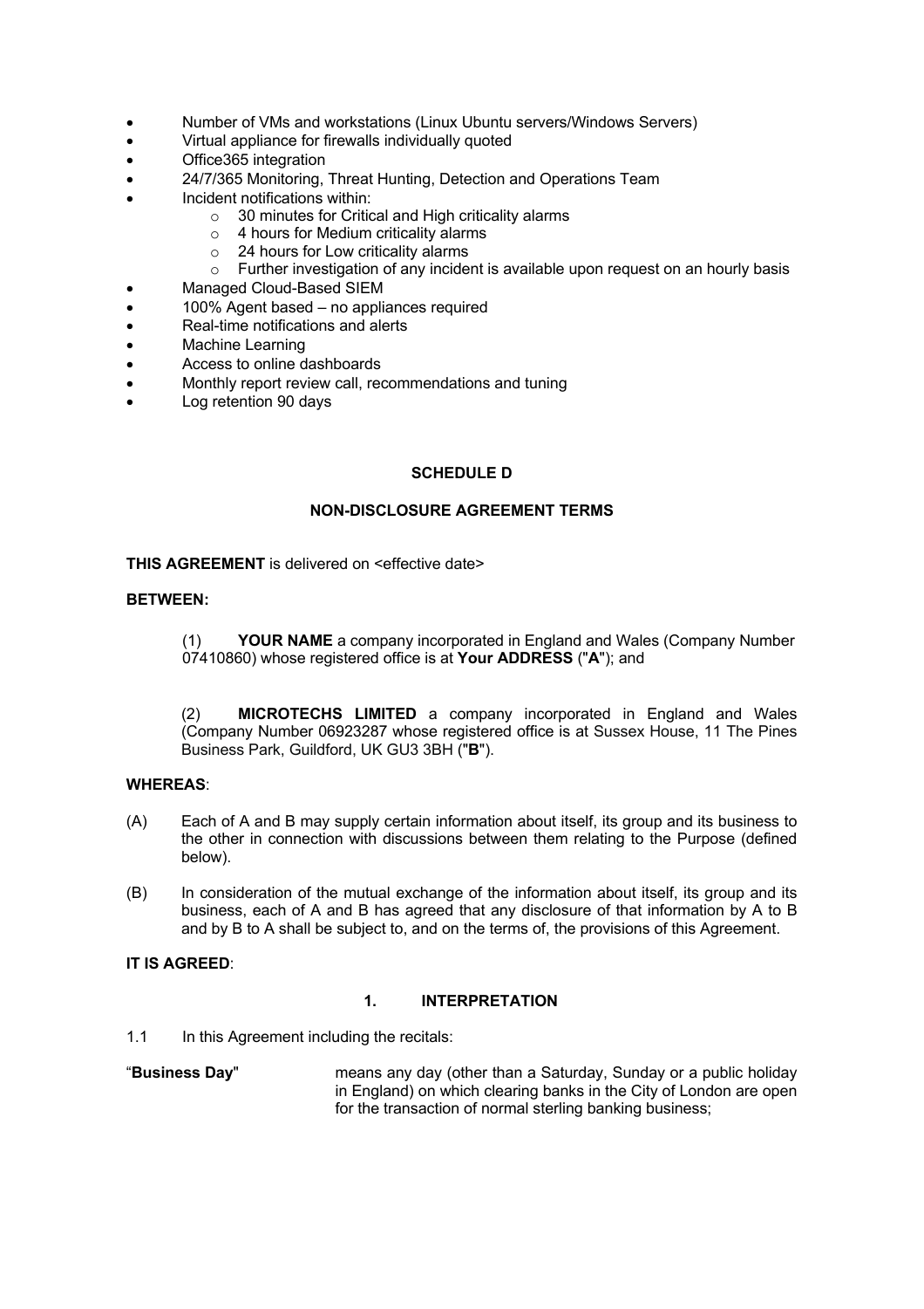- Number of VMs and workstations (Linux Ubuntu servers/Windows Servers)
- Virtual appliance for firewalls individually quoted
- Office365 integration
- 24/7/365 Monitoring, Threat Hunting, Detection and Operations Team
- Incident notifications within:
  - 30 minutes for Critical and High criticality alarms
  - 4 hours for Medium criticality alarms
  - 24 hours for Low criticality alarms
  - Further investigation of any incident is available upon request on an hourly basis
- Managed Cloud-Based SIEM
- 100% Agent based – no appliances required
- Real-time notifications and alerts
- Machine Learning
- Access to online dashboards
- Monthly report review call, recommendations and tuning
- Log retention 90 days

## SCHEDULE D

## NON-DISCLOSURE AGREEMENT TERMS

**THIS AGREEMENT** is delivered on <effective date>

**BETWEEN:**

(1) **YOUR NAME** a company incorporated in England and Wales (Company Number 07410860) whose registered office is at **Your ADDRESS** ("**A**"); and

(2) **MICROTECHS LIMITED** a company incorporated in England and Wales (Company Number 06923287 whose registered office is at Sussex House, 11 The Pines Business Park, Guildford, UK GU3 3BH ("**B**").

**WHEREAS**:

(A) Each of A and B may supply certain information about itself, its group and its business to the other in connection with discussions between them relating to the Purpose (defined below).

(B) In consideration of the mutual exchange of the information about itself, its group and its business, each of A and B has agreed that any disclosure of that information by A to B and by B to A shall be subject to, and on the terms of, the provisions of this Agreement.

**IT IS AGREED**:

### 1. INTERPRETATION

1.1 In this Agreement including the recitals:

"**Business Day**" means any day (other than a Saturday, Sunday or a public holiday in England) on which clearing banks in the City of London are open for the transaction of normal sterling banking business;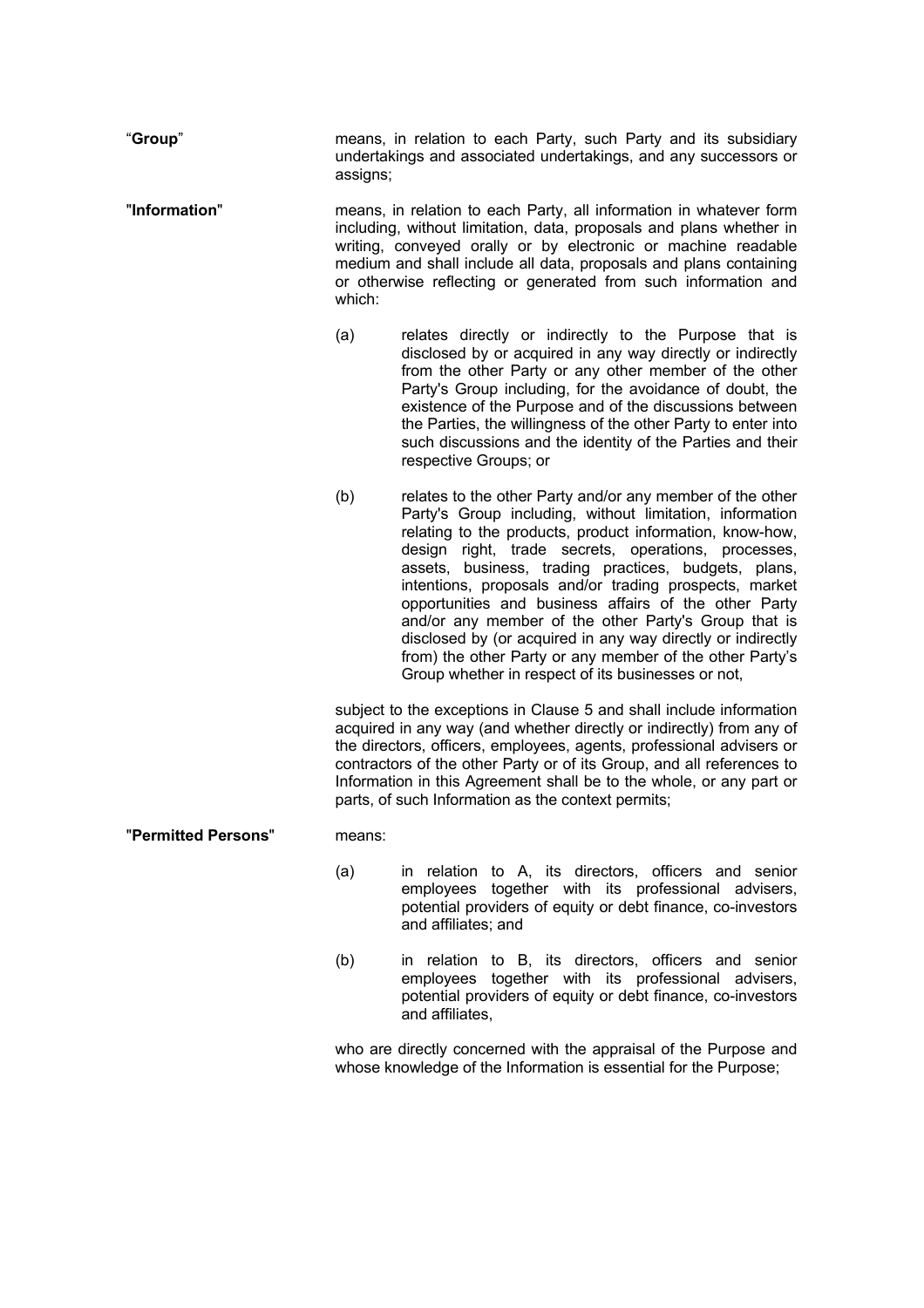"**Group**" means, in relation to each Party, such Party and its subsidiary undertakings and associated undertakings, and any successors or assigns;

"**Information**" means, in relation to each Party, all information in whatever form including, without limitation, data, proposals and plans whether in writing, conveyed orally or by electronic or machine readable medium and shall include all data, proposals and plans containing or otherwise reflecting or generated from such information and which:

(a) relates directly or indirectly to the Purpose that is disclosed by or acquired in any way directly or indirectly from the other Party or any other member of the other Party's Group including, for the avoidance of doubt, the existence of the Purpose and of the discussions between the Parties, the willingness of the other Party to enter into such discussions and the identity of the Parties and their respective Groups; or

(b) relates to the other Party and/or any member of the other Party's Group including, without limitation, information relating to the products, product information, know-how, design right, trade secrets, operations, processes, assets, business, trading practices, budgets, plans, intentions, proposals and/or trading prospects, market opportunities and business affairs of the other Party and/or any member of the other Party's Group that is disclosed by (or acquired in any way directly or indirectly from) the other Party or any member of the other Party's Group whether in respect of its businesses or not,

subject to the exceptions in Clause 5 and shall include information acquired in any way (and whether directly or indirectly) from any of the directors, officers, employees, agents, professional advisers or contractors of the other Party or of its Group, and all references to Information in this Agreement shall be to the whole, or any part or parts, of such Information as the context permits;

"**Permitted Persons**" means:

(a) in relation to A, its directors, officers and senior employees together with its professional advisers, potential providers of equity or debt finance, co-investors and affiliates; and

(b) in relation to B, its directors, officers and senior employees together with its professional advisers, potential providers of equity or debt finance, co-investors and affiliates,

who are directly concerned with the appraisal of the Purpose and whose knowledge of the Information is essential for the Purpose;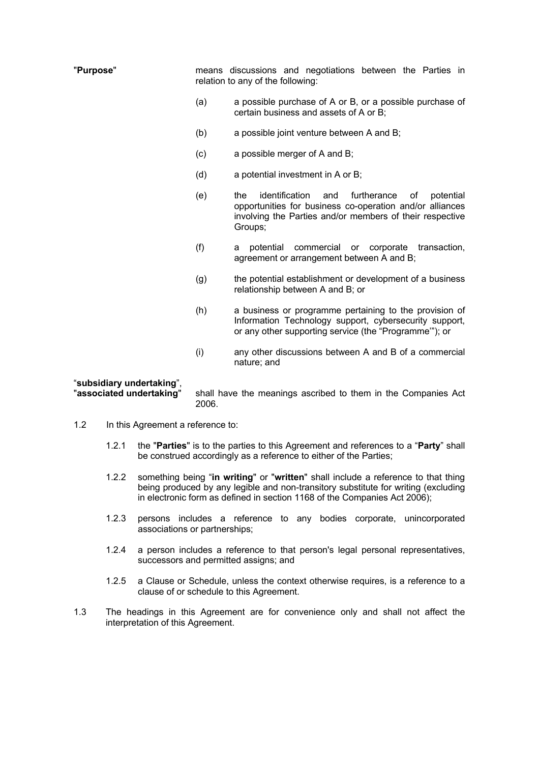"**Purpose**" means discussions and negotiations between the Parties in relation to any of the following:

(a) a possible purchase of A or B, or a possible purchase of certain business and assets of A or B;

(b) a possible joint venture between A and B;

(c) a possible merger of A and B;

(d) a potential investment in A or B;

(e) the identification and furtherance of potential opportunities for business co-operation and/or alliances involving the Parties and/or members of their respective Groups;

(f) a potential commercial or corporate transaction, agreement or arrangement between A and B;

(g) the potential establishment or development of a business relationship between A and B; or

(h) a business or programme pertaining to the provision of Information Technology support, cybersecurity support, or any other supporting service (the "Programme'"); or

(i) any other discussions between A and B of a commercial nature; and

"**subsidiary undertaking**", "**associated undertaking**" shall have the meanings ascribed to them in the Companies Act 2006.

1.2 In this Agreement a reference to:

1.2.1 the "**Parties**" is to the parties to this Agreement and references to a "**Party**" shall be construed accordingly as a reference to either of the Parties;

1.2.2 something being "**in writing**" or "**written**" shall include a reference to that thing being produced by any legible and non-transitory substitute for writing (excluding in electronic form as defined in section 1168 of the Companies Act 2006);

1.2.3 persons includes a reference to any bodies corporate, unincorporated associations or partnerships;

1.2.4 a person includes a reference to that person's legal personal representatives, successors and permitted assigns; and

1.2.5 a Clause or Schedule, unless the context otherwise requires, is a reference to a clause of or schedule to this Agreement.

1.3 The headings in this Agreement are for convenience only and shall not affect the interpretation of this Agreement.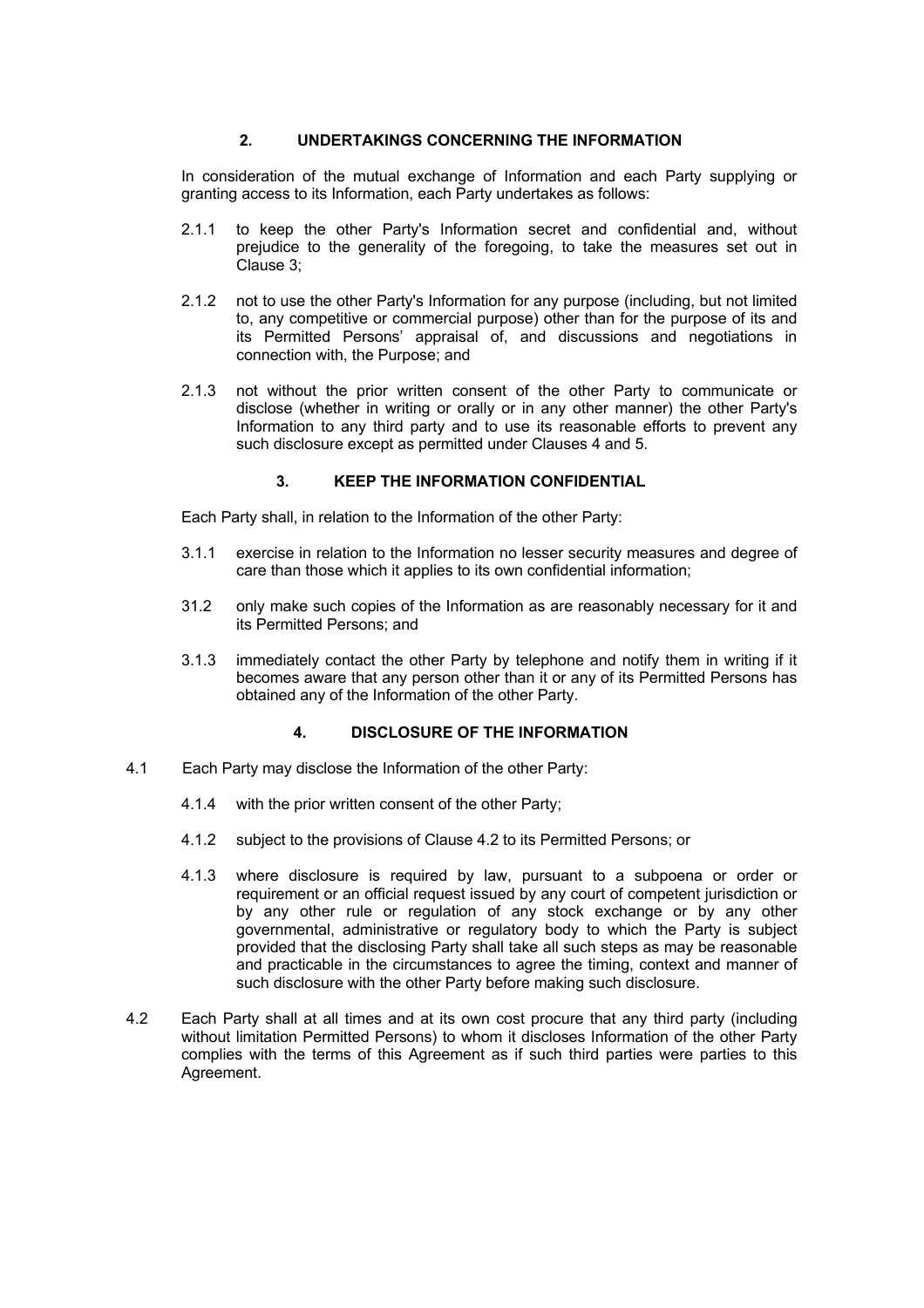## 2. UNDERTAKINGS CONCERNING THE INFORMATION

In consideration of the mutual exchange of Information and each Party supplying or granting access to its Information, each Party undertakes as follows:

2.1.1 to keep the other Party's Information secret and confidential and, without prejudice to the generality of the foregoing, to take the measures set out in Clause 3;

2.1.2 not to use the other Party's Information for any purpose (including, but not limited to, any competitive or commercial purpose) other than for the purpose of its and its Permitted Persons' appraisal of, and discussions and negotiations in connection with, the Purpose; and

2.1.3 not without the prior written consent of the other Party to communicate or disclose (whether in writing or orally or in any other manner) the other Party's Information to any third party and to use its reasonable efforts to prevent any such disclosure except as permitted under Clauses 4 and 5.

## 3. KEEP THE INFORMATION CONFIDENTIAL

Each Party shall, in relation to the Information of the other Party:

3.1.1 exercise in relation to the Information no lesser security measures and degree of care than those which it applies to its own confidential information;

31.2 only make such copies of the Information as are reasonably necessary for it and its Permitted Persons; and

3.1.3 immediately contact the other Party by telephone and notify them in writing if it becomes aware that any person other than it or any of its Permitted Persons has obtained any of the Information of the other Party.

## 4. DISCLOSURE OF THE INFORMATION

4.1 Each Party may disclose the Information of the other Party:

4.1.4 with the prior written consent of the other Party;

4.1.2 subject to the provisions of Clause 4.2 to its Permitted Persons; or

4.1.3 where disclosure is required by law, pursuant to a subpoena or order or requirement or an official request issued by any court of competent jurisdiction or by any other rule or regulation of any stock exchange or by any other governmental, administrative or regulatory body to which the Party is subject provided that the disclosing Party shall take all such steps as may be reasonable and practicable in the circumstances to agree the timing, context and manner of such disclosure with the other Party before making such disclosure.

4.2 Each Party shall at all times and at its own cost procure that any third party (including without limitation Permitted Persons) to whom it discloses Information of the other Party complies with the terms of this Agreement as if such third parties were parties to this Agreement.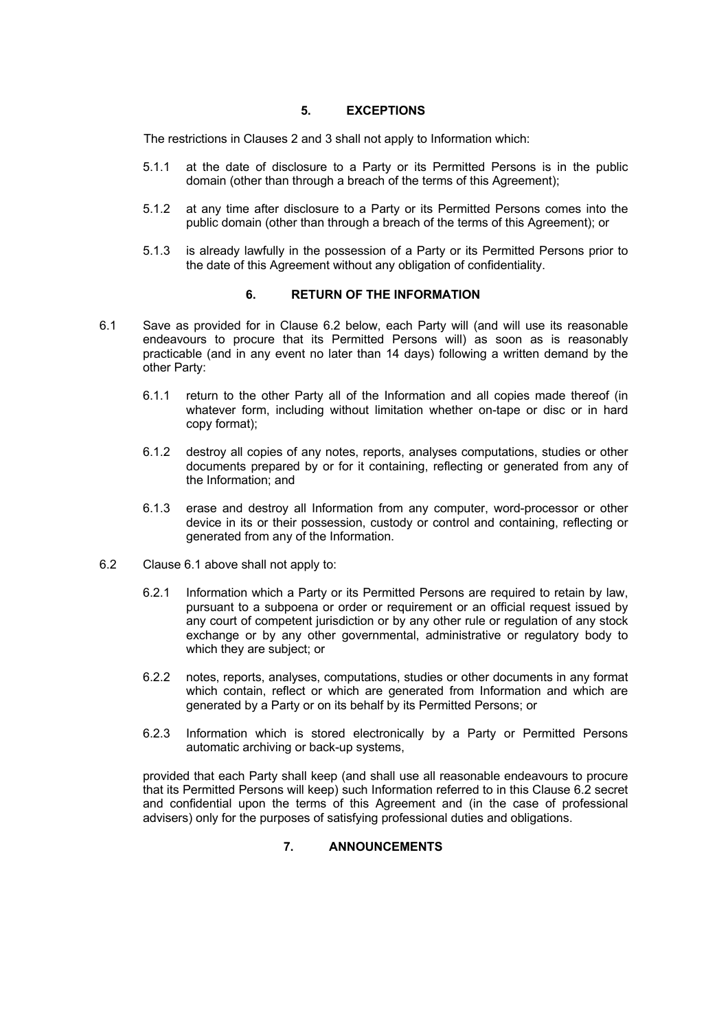## 5. EXCEPTIONS

The restrictions in Clauses 2 and 3 shall not apply to Information which:

5.1.1 at the date of disclosure to a Party or its Permitted Persons is in the public domain (other than through a breach of the terms of this Agreement);

5.1.2 at any time after disclosure to a Party or its Permitted Persons comes into the public domain (other than through a breach of the terms of this Agreement); or

5.1.3 is already lawfully in the possession of a Party or its Permitted Persons prior to the date of this Agreement without any obligation of confidentiality.

## 6. RETURN OF THE INFORMATION

6.1 Save as provided for in Clause 6.2 below, each Party will (and will use its reasonable endeavours to procure that its Permitted Persons will) as soon as is reasonably practicable (and in any event no later than 14 days) following a written demand by the other Party:

6.1.1 return to the other Party all of the Information and all copies made thereof (in whatever form, including without limitation whether on-tape or disc or in hard copy format);

6.1.2 destroy all copies of any notes, reports, analyses computations, studies or other documents prepared by or for it containing, reflecting or generated from any of the Information; and

6.1.3 erase and destroy all Information from any computer, word-processor or other device in its or their possession, custody or control and containing, reflecting or generated from any of the Information.

6.2 Clause 6.1 above shall not apply to:

6.2.1 Information which a Party or its Permitted Persons are required to retain by law, pursuant to a subpoena or order or requirement or an official request issued by any court of competent jurisdiction or by any other rule or regulation of any stock exchange or by any other governmental, administrative or regulatory body to which they are subject; or

6.2.2 notes, reports, analyses, computations, studies or other documents in any format which contain, reflect or which are generated from Information and which are generated by a Party or on its behalf by its Permitted Persons; or

6.2.3 Information which is stored electronically by a Party or Permitted Persons automatic archiving or back-up systems,

provided that each Party shall keep (and shall use all reasonable endeavours to procure that its Permitted Persons will keep) such Information referred to in this Clause 6.2 secret and confidential upon the terms of this Agreement and (in the case of professional advisers) only for the purposes of satisfying professional duties and obligations.

## 7. ANNOUNCEMENTS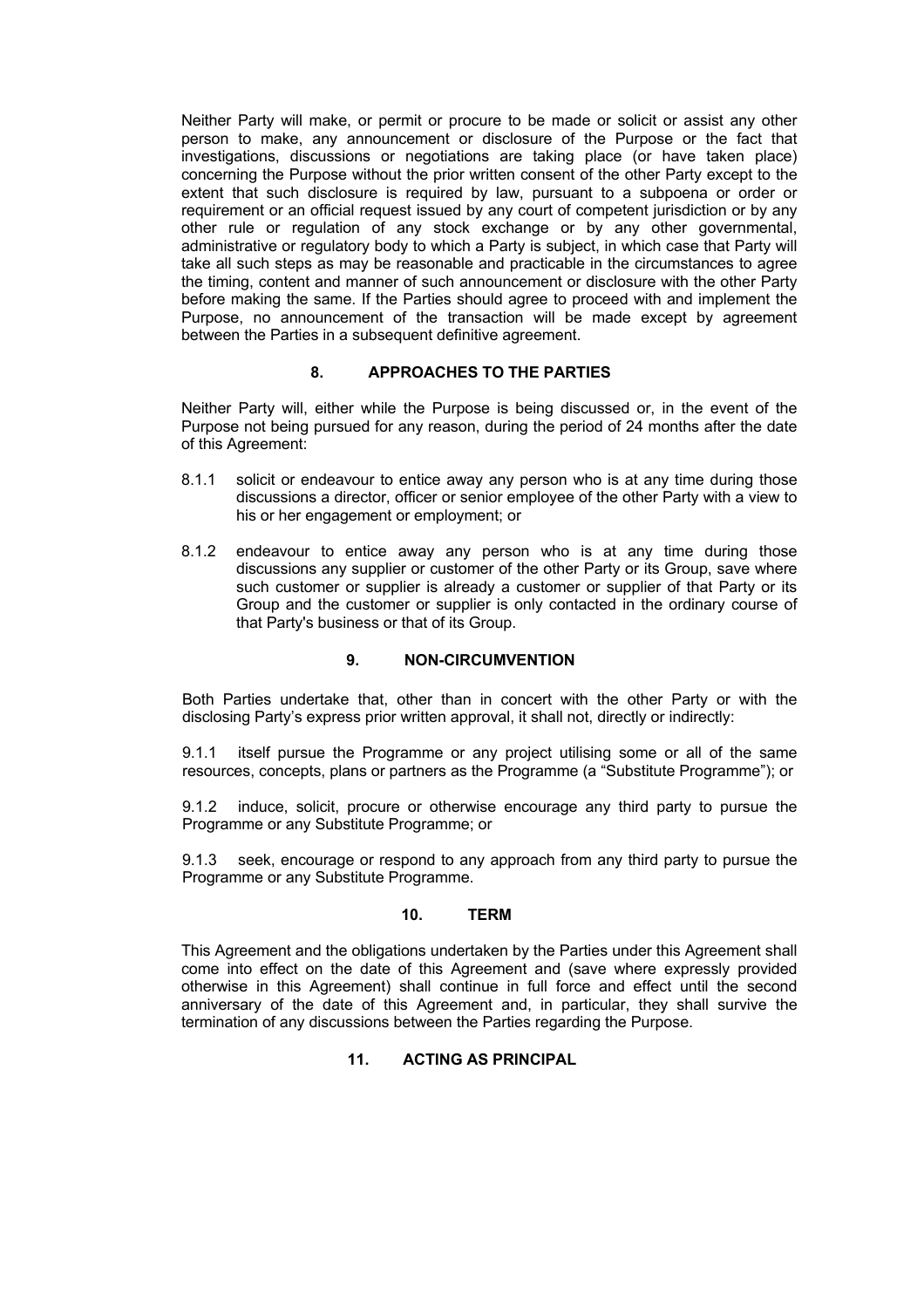Neither Party will make, or permit or procure to be made or solicit or assist any other person to make, any announcement or disclosure of the Purpose or the fact that investigations, discussions or negotiations are taking place (or have taken place) concerning the Purpose without the prior written consent of the other Party except to the extent that such disclosure is required by law, pursuant to a subpoena or order or requirement or an official request issued by any court of competent jurisdiction or by any other rule or regulation of any stock exchange or by any other governmental, administrative or regulatory body to which a Party is subject, in which case that Party will take all such steps as may be reasonable and practicable in the circumstances to agree the timing, content and manner of such announcement or disclosure with the other Party before making the same. If the Parties should agree to proceed with and implement the Purpose, no announcement of the transaction will be made except by agreement between the Parties in a subsequent definitive agreement.

## 8. APPROACHES TO THE PARTIES

Neither Party will, either while the Purpose is being discussed or, in the event of the Purpose not being pursued for any reason, during the period of 24 months after the date of this Agreement:

8.1.1 solicit or endeavour to entice away any person who is at any time during those discussions a director, officer or senior employee of the other Party with a view to his or her engagement or employment; or

8.1.2 endeavour to entice away any person who is at any time during those discussions any supplier or customer of the other Party or its Group, save where such customer or supplier is already a customer or supplier of that Party or its Group and the customer or supplier is only contacted in the ordinary course of that Party's business or that of its Group.

## 9. NON-CIRCUMVENTION

Both Parties undertake that, other than in concert with the other Party or with the disclosing Party's express prior written approval, it shall not, directly or indirectly:

9.1.1 itself pursue the Programme or any project utilising some or all of the same resources, concepts, plans or partners as the Programme (a "Substitute Programme"); or

9.1.2 induce, solicit, procure or otherwise encourage any third party to pursue the Programme or any Substitute Programme; or

9.1.3 seek, encourage or respond to any approach from any third party to pursue the Programme or any Substitute Programme.

## 10. TERM

This Agreement and the obligations undertaken by the Parties under this Agreement shall come into effect on the date of this Agreement and (save where expressly provided otherwise in this Agreement) shall continue in full force and effect until the second anniversary of the date of this Agreement and, in particular, they shall survive the termination of any discussions between the Parties regarding the Purpose.

## 11. ACTING AS PRINCIPAL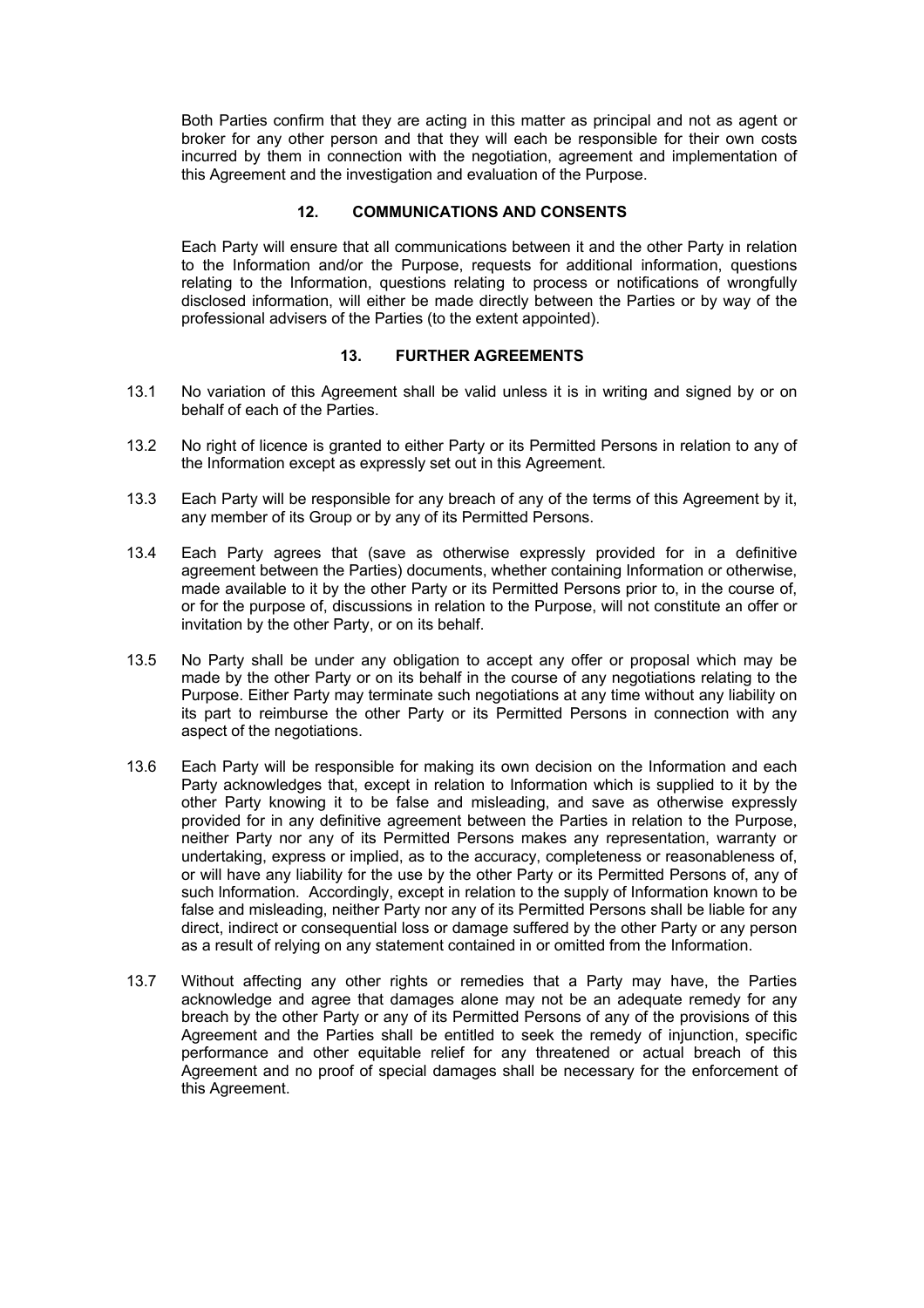Both Parties confirm that they are acting in this matter as principal and not as agent or broker for any other person and that they will each be responsible for their own costs incurred by them in connection with the negotiation, agreement and implementation of this Agreement and the investigation and evaluation of the Purpose.

## 12. COMMUNICATIONS AND CONSENTS

Each Party will ensure that all communications between it and the other Party in relation to the Information and/or the Purpose, requests for additional information, questions relating to the Information, questions relating to process or notifications of wrongfully disclosed information, will either be made directly between the Parties or by way of the professional advisers of the Parties (to the extent appointed).

## 13. FURTHER AGREEMENTS

13.1 No variation of this Agreement shall be valid unless it is in writing and signed by or on behalf of each of the Parties.

13.2 No right of licence is granted to either Party or its Permitted Persons in relation to any of the Information except as expressly set out in this Agreement.

13.3 Each Party will be responsible for any breach of any of the terms of this Agreement by it, any member of its Group or by any of its Permitted Persons.

13.4 Each Party agrees that (save as otherwise expressly provided for in a definitive agreement between the Parties) documents, whether containing Information or otherwise, made available to it by the other Party or its Permitted Persons prior to, in the course of, or for the purpose of, discussions in relation to the Purpose, will not constitute an offer or invitation by the other Party, or on its behalf.

13.5 No Party shall be under any obligation to accept any offer or proposal which may be made by the other Party or on its behalf in the course of any negotiations relating to the Purpose. Either Party may terminate such negotiations at any time without any liability on its part to reimburse the other Party or its Permitted Persons in connection with any aspect of the negotiations.

13.6 Each Party will be responsible for making its own decision on the Information and each Party acknowledges that, except in relation to Information which is supplied to it by the other Party knowing it to be false and misleading, and save as otherwise expressly provided for in any definitive agreement between the Parties in relation to the Purpose, neither Party nor any of its Permitted Persons makes any representation, warranty or undertaking, express or implied, as to the accuracy, completeness or reasonableness of, or will have any liability for the use by the other Party or its Permitted Persons of, any of such Information. Accordingly, except in relation to the supply of Information known to be false and misleading, neither Party nor any of its Permitted Persons shall be liable for any direct, indirect or consequential loss or damage suffered by the other Party or any person as a result of relying on any statement contained in or omitted from the Information.

13.7 Without affecting any other rights or remedies that a Party may have, the Parties acknowledge and agree that damages alone may not be an adequate remedy for any breach by the other Party or any of its Permitted Persons of any of the provisions of this Agreement and the Parties shall be entitled to seek the remedy of injunction, specific performance and other equitable relief for any threatened or actual breach of this Agreement and no proof of special damages shall be necessary for the enforcement of this Agreement.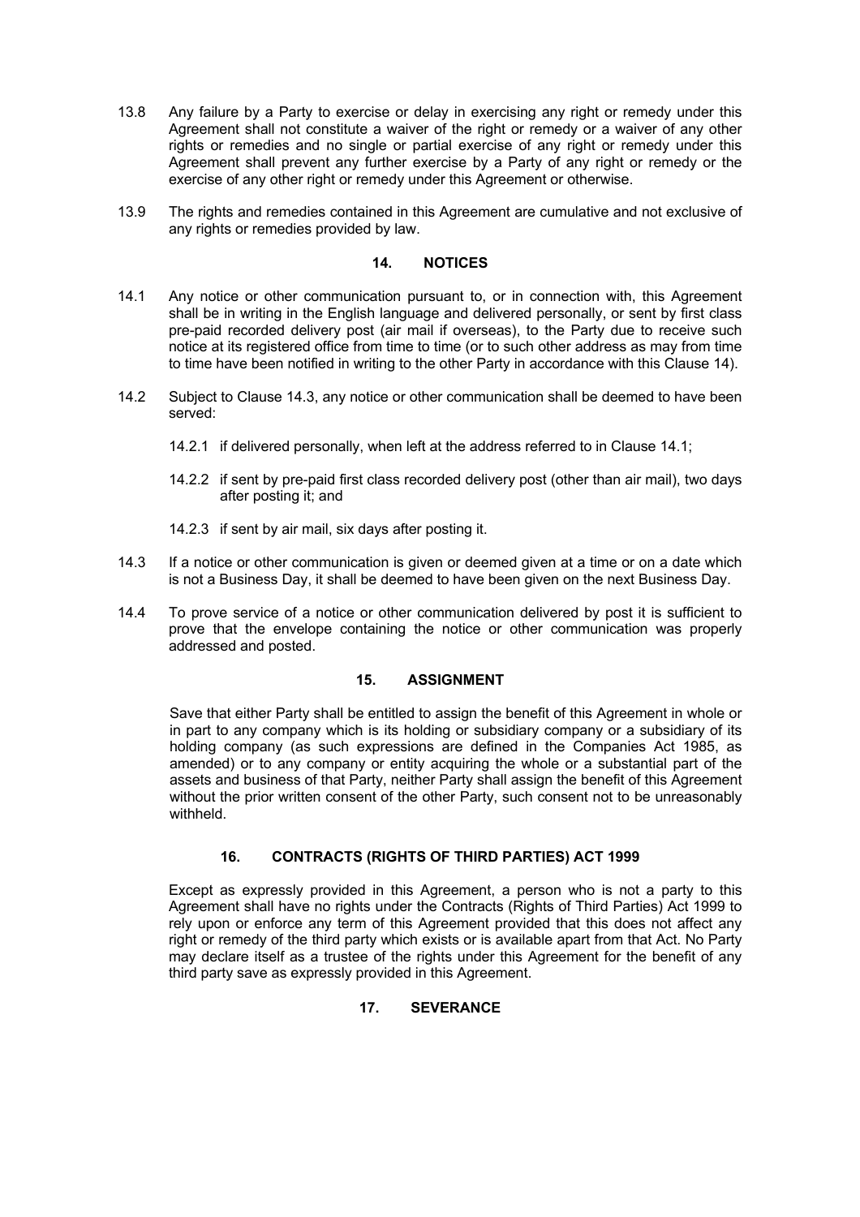13.8 Any failure by a Party to exercise or delay in exercising any right or remedy under this Agreement shall not constitute a waiver of the right or remedy or a waiver of any other rights or remedies and no single or partial exercise of any right or remedy under this Agreement shall prevent any further exercise by a Party of any right or remedy or the exercise of any other right or remedy under this Agreement or otherwise.

13.9 The rights and remedies contained in this Agreement are cumulative and not exclusive of any rights or remedies provided by law.

## 14. NOTICES

14.1 Any notice or other communication pursuant to, or in connection with, this Agreement shall be in writing in the English language and delivered personally, or sent by first class pre-paid recorded delivery post (air mail if overseas), to the Party due to receive such notice at its registered office from time to time (or to such other address as may from time to time have been notified in writing to the other Party in accordance with this Clause 14).

14.2 Subject to Clause 14.3, any notice or other communication shall be deemed to have been served:

14.2.1 if delivered personally, when left at the address referred to in Clause 14.1;

14.2.2 if sent by pre-paid first class recorded delivery post (other than air mail), two days after posting it; and

14.2.3 if sent by air mail, six days after posting it.

14.3 If a notice or other communication is given or deemed given at a time or on a date which is not a Business Day, it shall be deemed to have been given on the next Business Day.

14.4 To prove service of a notice or other communication delivered by post it is sufficient to prove that the envelope containing the notice or other communication was properly addressed and posted.

## 15. ASSIGNMENT

Save that either Party shall be entitled to assign the benefit of this Agreement in whole or in part to any company which is its holding or subsidiary company or a subsidiary of its holding company (as such expressions are defined in the Companies Act 1985, as amended) or to any company or entity acquiring the whole or a substantial part of the assets and business of that Party, neither Party shall assign the benefit of this Agreement without the prior written consent of the other Party, such consent not to be unreasonably withheld.

## 16. CONTRACTS (RIGHTS OF THIRD PARTIES) ACT 1999

Except as expressly provided in this Agreement, a person who is not a party to this Agreement shall have no rights under the Contracts (Rights of Third Parties) Act 1999 to rely upon or enforce any term of this Agreement provided that this does not affect any right or remedy of the third party which exists or is available apart from that Act. No Party may declare itself as a trustee of the rights under this Agreement for the benefit of any third party save as expressly provided in this Agreement.

## 17. SEVERANCE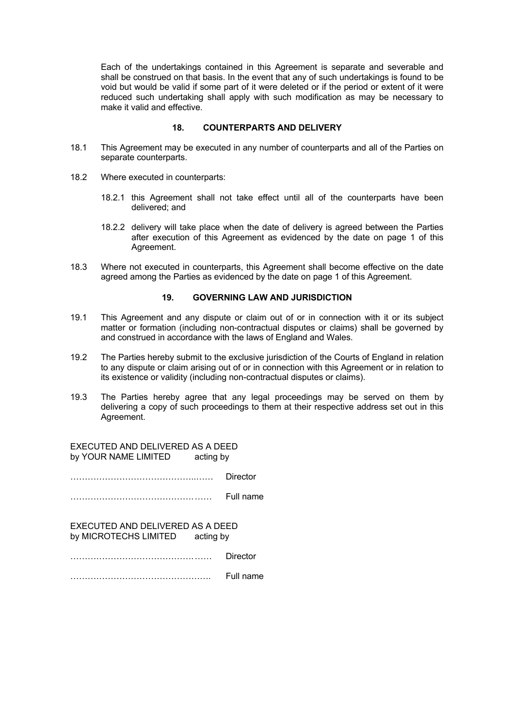Each of the undertakings contained in this Agreement is separate and severable and shall be construed on that basis. In the event that any of such undertakings is found to be void but would be valid if some part of it were deleted or if the period or extent of it were reduced such undertaking shall apply with such modification as may be necessary to make it valid and effective.

## 18. COUNTERPARTS AND DELIVERY

18.1 This Agreement may be executed in any number of counterparts and all of the Parties on separate counterparts.

18.2 Where executed in counterparts:

18.2.1 this Agreement shall not take effect until all of the counterparts have been delivered; and

18.2.2 delivery will take place when the date of delivery is agreed between the Parties after execution of this Agreement as evidenced by the date on page 1 of this Agreement.

18.3 Where not executed in counterparts, this Agreement shall become effective on the date agreed among the Parties as evidenced by the date on page 1 of this Agreement.

## 19. GOVERNING LAW AND JURISDICTION

19.1 This Agreement and any dispute or claim out of or in connection with it or its subject matter or formation (including non-contractual disputes or claims) shall be governed by and construed in accordance with the laws of England and Wales.

19.2 The Parties hereby submit to the exclusive jurisdiction of the Courts of England in relation to any dispute or claim arising out of or in connection with this Agreement or in relation to its existence or validity (including non-contractual disputes or claims).

19.3 The Parties hereby agree that any legal proceedings may be served on them by delivering a copy of such proceedings to them at their respective address set out in this Agreement.

EXECUTED AND DELIVERED AS A DEED
by YOUR NAME LIMITED acting by

……………………………………..…… Director

………………………………………… Full name

EXECUTED AND DELIVERED AS A DEED
by MICROTECHS LIMITED acting by

………………………………………… Director

………………………………………. Full name